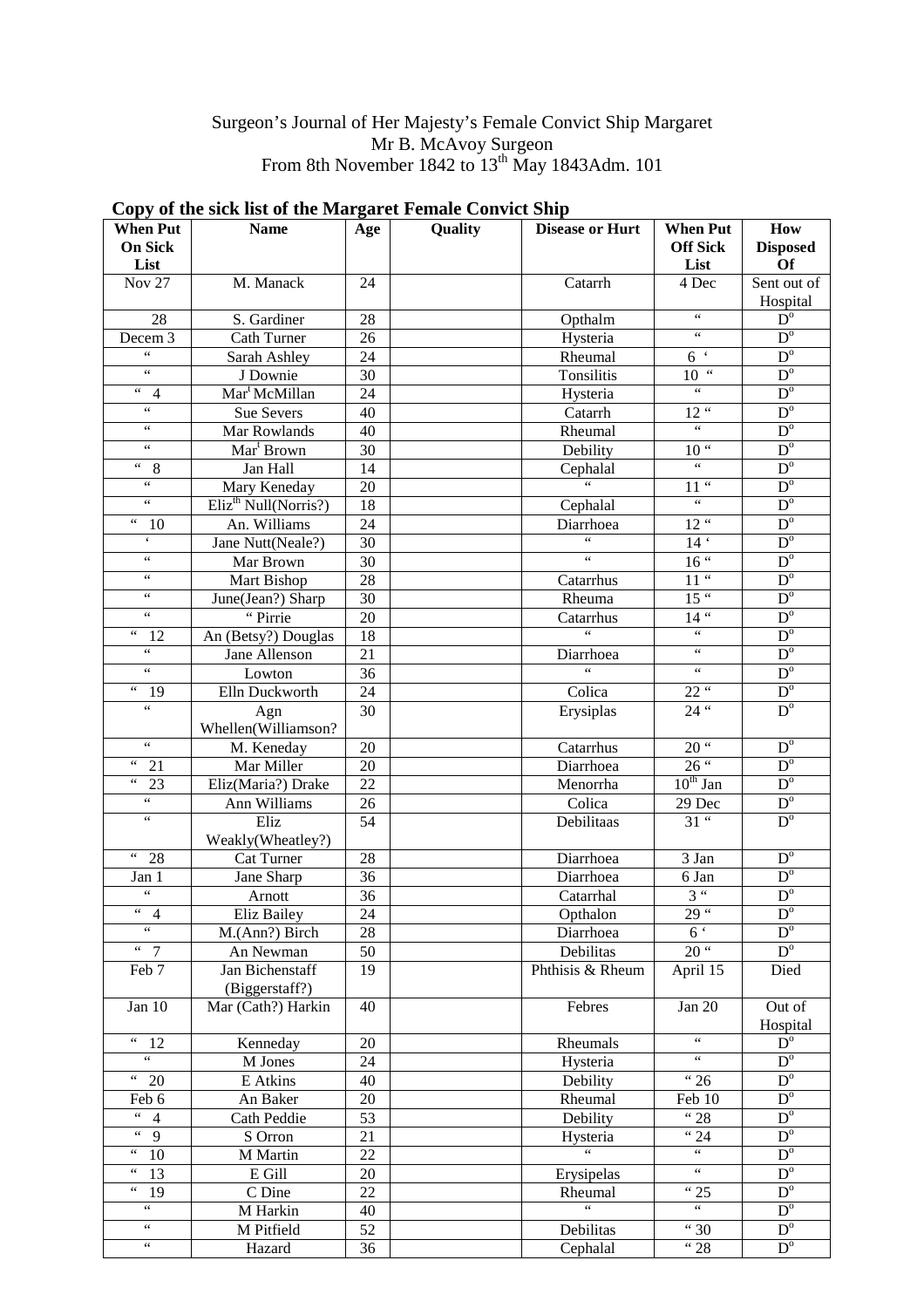Surgeon's Journal of Her Majesty's Female Convict Ship Margaret
Mr B. McAvoy Surgeon
From 8th November 1842 to 13th May 1843Adm. 101

**Copy of the sick list of the Margaret Female Convict Ship**

| When Put On Sick List | Name | Age | Quality | Disease or Hurt | When Put Off Sick List | How Disposed Of |
|---|---|---|---|---|---|---|
| Nov 27 | M. Manack | 24 | | Catarrh | 4 Dec | Sent out of Hospital |
| 28 | S. Gardiner | 28 | | Opthalm | " | D^o^ |
| Decem 3 | Cath Turner | 26 | | Hysteria | " | D^o^ |
| " | Sarah Ashley | 24 | | Rheumal | 6 ' | D^o^ |
| " | J Downie | 30 | | Tonsilitis | 10 " | D^o^ |
| " 4 | Mar^t^ McMillan | 24 | | Hysteria | " | D^o^ |
| " | Sue Severs | 40 | | Catarrh | 12 " | D^o^ |
| " | Mar Rowlands | 40 | | Rheumal | " | D^o^ |
| " | Mar^t^ Brown | 30 | | Debility | 10 " | D^o^ |
| " 8 | Jan Hall | 14 | | Cephalal | " | D^o^ |
| " | Mary Keneday | 20 | | " | 11 " | D^o^ |
| " | Eliz^th^ Null(Norris?) | 18 | | Cephalal | " | D^o^ |
| " 10 | An. Williams | 24 | | Diarrhoea | 12 " | D^o^ |
| ' | Jane Nutt(Neale?) | 30 | | " | 14 ' | D^o^ |
| " | Mar Brown | 30 | | " | 16 " | D^o^ |
| " | Mart Bishop | 28 | | Catarrhus | 11 " | D^o^ |
| " | June(Jean?) Sharp | 30 | | Rheuma | 15 " | D^o^ |
| " | " Pirrie | 20 | | Catarrhus | 14 " | D^o^ |
| " 12 | An (Betsy?) Douglas | 18 | | " | " | D^o^ |
| " | Jane Allenson | 21 | | Diarrhoea | " | D^o^ |
| " | Lowton | 36 | | " | " | D^o^ |
| " 19 | Elln Duckworth | 24 | | Colica | 22 " | D^o^ |
| " | Agn Whellen(Williamson? | 30 | | Erysiplas | 24 " | D^o^ |
| " | M. Keneday | 20 | | Catarrhus | 20 " | D^o^ |
| " 21 | Mar Miller | 20 | | Diarrhoea | 26 " | D^o^ |
| " 23 | Eliz(Maria?) Drake | 22 | | Menorrha | 10^th^ Jan | D^o^ |
| " | Ann Williams | 26 | | Colica | 29 Dec | D^o^ |
| " | Eliz Weakly(Wheatley?) | 54 | | Debilitaas | 31 " | D^o^ |
| " 28 | Cat Turner | 28 | | Diarrhoea | 3 Jan | D^o^ |
| Jan 1 | Jane Sharp | 36 | | Diarrhoea | 6 Jan | D^o^ |
| " | Arnott | 36 | | Catarrhal | 3 " | D^o^ |
| " 4 | Eliz Bailey | 24 | | Opthalon | 29 " | D^o^ |
| " | M.(Ann?) Birch | 28 | | Diarrhoea | 6 ' | D^o^ |
| " 7 | An Newman | 50 | | Debilitas | 20 " | D^o^ |
| Feb 7 | Jan Bichenstaff (Biggerstaff?) | 19 | | Phthisis & Rheum | April 15 | Died |
| Jan 10 | Mar (Cath?) Harkin | 40 | | Febres | Jan 20 | Out of Hospital |
| " 12 | Kenneday | 20 | | Rheumals | " | D^o^ |
| " | M Jones | 24 | | Hysteria | " | D^o^ |
| " 20 | E Atkins | 40 | | Debility | " 26 | D^o^ |
| Feb 6 | An Baker | 20 | | Rheumal | Feb 10 | D^o^ |
| " 4 | Cath Peddie | 53 | | Debility | " 28 | D^o^ |
| " 9 | S Orron | 21 | | Hysteria | " 24 | D^o^ |
| " 10 | M Martin | 22 | | " | " | D^o^ |
| " 13 | E Gill | 20 | | Erysipelas | " | D^o^ |
| " 19 | C Dine | 22 | | Rheumal | " 25 | D^o^ |
| " | M Harkin | 40 | | " | " | D^o^ |
| " | M Pitfield | 52 | | Debilitas | " 30 | D^o^ |
| " | Hazard | 36 | | Cephalal | " 28 | D^o^ |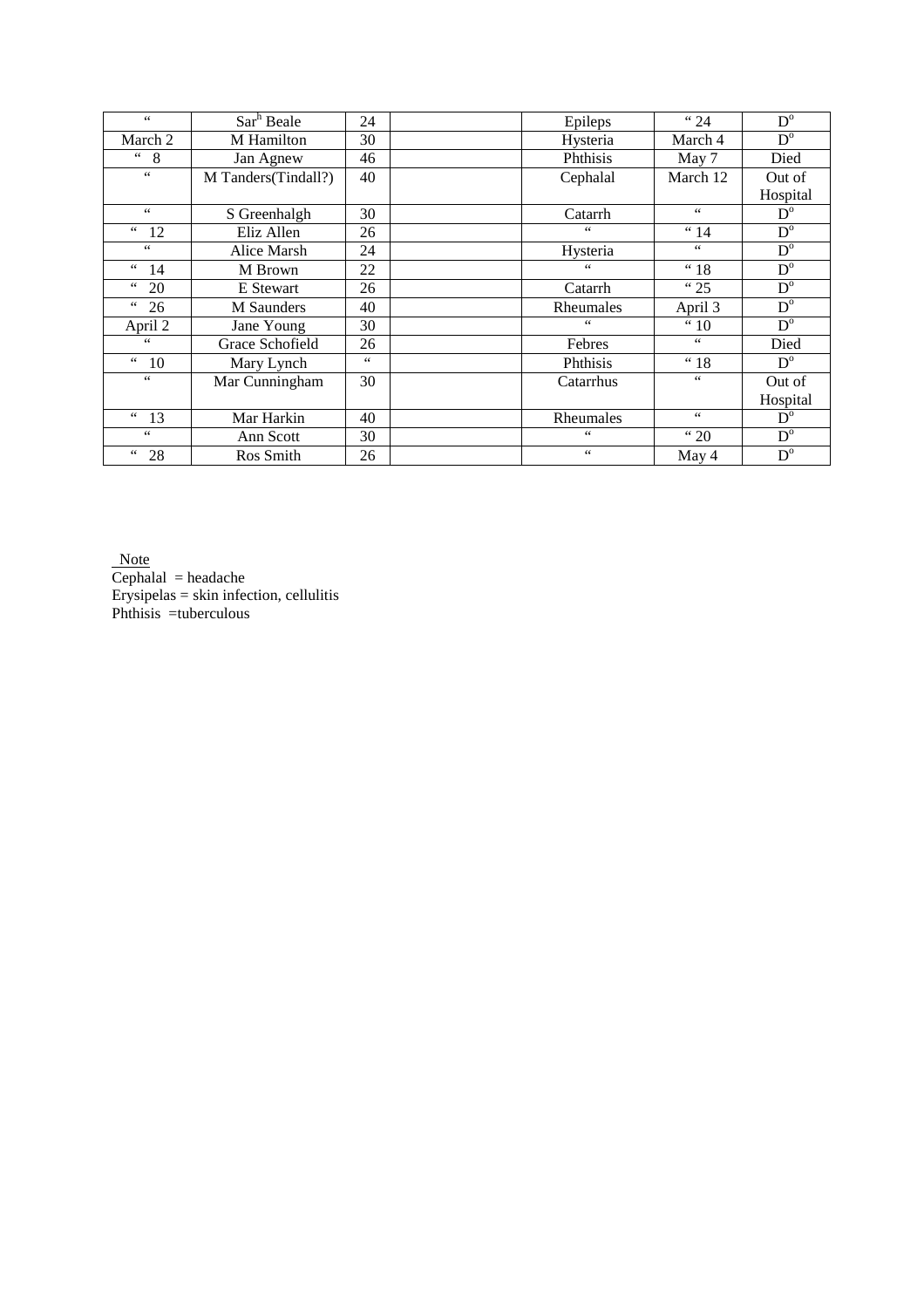| " | Sar[h] Beale | 24 | | Epileps | " 24 | D[o] |
|---|---|---|---|---|---|---|
| March 2 | M Hamilton | 30 | | Hysteria | March 4 | D[o] |
| " 8 | Jan Agnew | 46 | | Phthisis | May 7 | Died |
| " | M Tanders(Tindall?) | 40 | | Cephalal | March 12 | Out of Hospital |
| " | S Greenhalgh | 30 | | Catarrh | " | D[o] |
| " 12 | Eliz Allen | 26 | | " | " 14 | D[o] |
| " | Alice Marsh | 24 | | Hysteria | " | D[o] |
| " 14 | M Brown | 22 | | " | " 18 | D[o] |
| " 20 | E Stewart | 26 | | Catarrh | " 25 | D[o] |
| " 26 | M Saunders | 40 | | Rheumales | April 3 | D[o] |
| April 2 | Jane Young | 30 | | " | " 10 | D[o] |
| " | Grace Schofield | 26 | | Febres | " | Died |
| " 10 | Mary Lynch | " | | Phthisis | " 18 | D[o] |
| " | Mar Cunningham | 30 | | Catarrhus | " | Out of Hospital |
| " 13 | Mar Harkin | 40 | | Rheumales | " | D[o] |
| " | Ann Scott | 30 | | " | " 20 | D[o] |
| " 28 | Ros Smith | 26 | | " | May 4 | D[o] |

Note
Cephalal = headache
Erysipelas = skin infection, cellulitis
Phthisis =tuberculous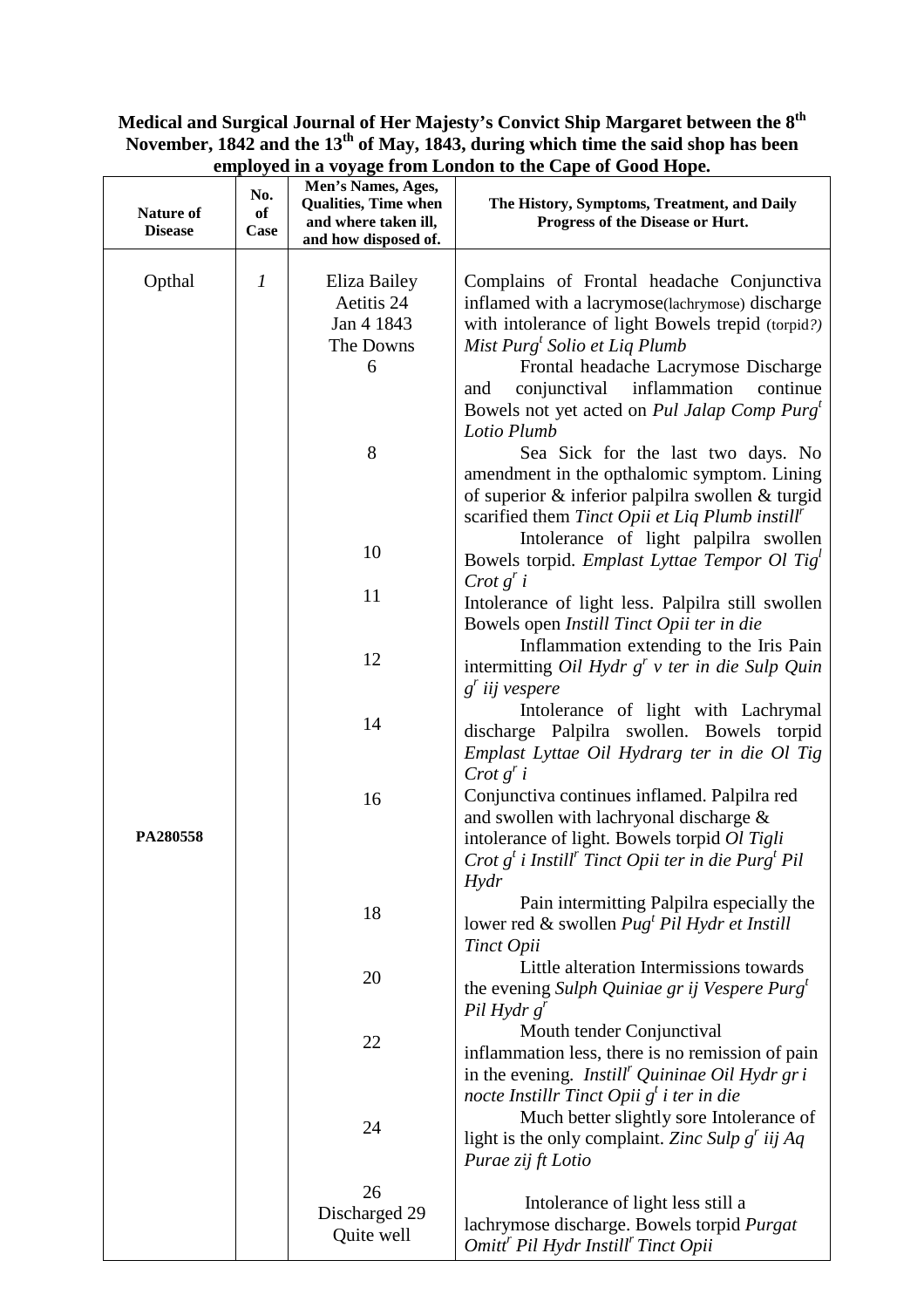**Medical and Surgical Journal of Her Majesty's Convict Ship Margaret between the 8th November, 1842 and the 13th of May, 1843, during which time the said shop has been employed in a voyage from London to the Cape of Good Hope.**

| Nature of Disease | No. of Case | Men's Names, Ages, Qualities, Time when and where taken ill, and how disposed of. | The History, Symptoms, Treatment, and Daily Progress of the Disease or Hurt. |
|---|---|---|---|
| Opthal | *1* | Eliza Bailey<br>Aetitis 24<br>Jan 4 1843<br>The Downs | Complains of Frontal headache Conjunctiva inflamed with a lacrymose(lachrymose) discharge with intolerance of light Bowels trepid (torpid?) *Mist Purg^t Solio et Liq Plumb* |
| | | 6 | Frontal headache Lacrymose Discharge and conjunctival inflammation continue Bowels not yet acted on *Pul Jalap Comp Purg^t Lotio Plumb* |
| | | 8 | Sea Sick for the last two days. No amendment in the opthalomic symptom. Lining of superior & inferior palpilra swollen & turgid scarified them *Tinct Opii et Liq Plumb instill^r* |
| | | 10 | Intolerance of light palpilra swollen Bowels torpid. *Emplast Lyttae Tempor Ol Tig^l Crot g^r i* |
| | | 11 | Intolerance of light less. Palpilra still swollen Bowels open *Instill Tinct Opii ter in die* |
| | | 12 | Inflammation extending to the Iris Pain intermitting *Oil Hydr g^r v ter in die Sulp Quin g^r iij vespere* |
| | | 14 | Intolerance of light with Lachrymal discharge Palpilra swollen. Bowels torpid *Emplast Lyttae Oil Hydrarg ter in die Ol Tig Crot g^r i* |
| PA280558 | | 16 | Conjunctiva continues inflamed. Palpilra red and swollen with lachryonal discharge & intolerance of light. Bowels torpid *Ol Tigli Crot g^t i Instill^r Tinct Opii ter in die Purg^t Pil Hydr* |
| | | 18 | Pain intermitting Palpilra especially the lower red & swollen *Pug^t Pil Hydr et Instill Tinct Opii* |
| | | 20 | Little alteration Intermissions towards the evening *Sulph Quiniae gr ij Vespere Purg^t Pil Hydr g^r* |
| | | 22 | Mouth tender Conjunctival inflammation less, there is no remission of pain in the evening. *Instill^r Quininae Oil Hydr gr i nocte Instillr Tinct Opii g^t i ter in die* |
| | | 24 | Much better slightly sore Intolerance of light is the only complaint. *Zinc Sulp g^r iij Aq Purae zij ft Lotio* |
| | | 26<br>Discharged 29<br>Quite well | Intolerance of light less still a lachrymose discharge. Bowels torpid *Purgat Omitt^r Pil Hydr Instill^r Tinct Opii* |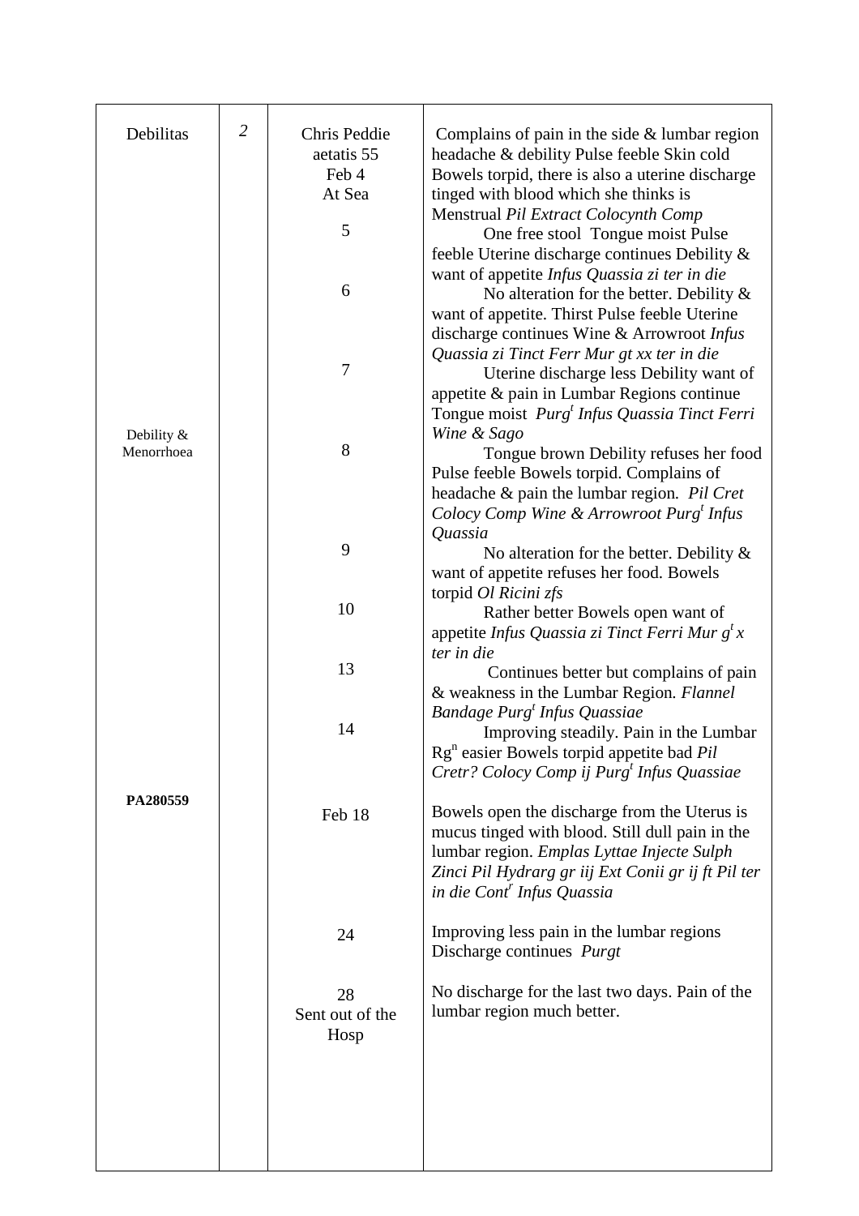| | | | |
|---|---|---|---|
| Debilitas | *2* | Chris Peddie<br>aetatis 55<br>Feb 4<br>At Sea | Complains of pain in the side & lumbar region headache & debility Pulse feeble Skin cold Bowels torpid, there is also a uterine discharge tinged with blood which she thinks is Menstrual *Pil Extract Colocynth Comp* |
| | | 5 | One free stool Tongue moist Pulse feeble Uterine discharge continues Debility & want of appetite *Infus Quassia zi ter in die* |
| | | 6 | No alteration for the better. Debility & want of appetite. Thirst Pulse feeble Uterine discharge continues Wine & Arrowroot *Infus Quassia zi Tinct Ferr Mur gt xx ter in die* |
| | | 7 | Uterine discharge less Debility want of appetite & pain in Lumbar Regions continue Tongue moist *Purg*[t] *Infus Quassia Tinct Ferri Wine & Sago* |
| Debility & Menorrhoea | | 8 | Tongue brown Debility refuses her food Pulse feeble Bowels torpid. Complains of headache & pain the lumbar region. *Pil Cret Colocy Comp Wine & Arrowroot Purg*[t] *Infus Quassia* |
| | | 9 | No alteration for the better. Debility & want of appetite refuses her food. Bowels torpid *Ol Ricini zfs* |
| | | 10 | Rather better Bowels open want of appetite *Infus Quassia zi Tinct Ferri Mur g*[t] *x ter in die* |
| | | 13 | Continues better but complains of pain & weakness in the Lumbar Region. *Flannel Bandage Purg*[t] *Infus Quassiae* |
| | | 14 | Improving steadily. Pain in the Lumbar Rg[n] easier Bowels torpid appetite bad *Pil Cretr? Colocy Comp ij Purg*[t] *Infus Quassiae* |
| **PA280559** | | Feb 18 | Bowels open the discharge from the Uterus is mucus tinged with blood. Still dull pain in the lumbar region. *Emplas Lyttae Injecte Sulph Zinci Pil Hydrarg gr iij Ext Conii gr ij ft Pil ter in die Cont*[r] *Infus Quassia* |
| | | 24 | Improving less pain in the lumbar regions Discharge continues *Purgt* |
| | | 28<br>Sent out of the Hosp | No discharge for the last two days. Pain of the lumbar region much better. |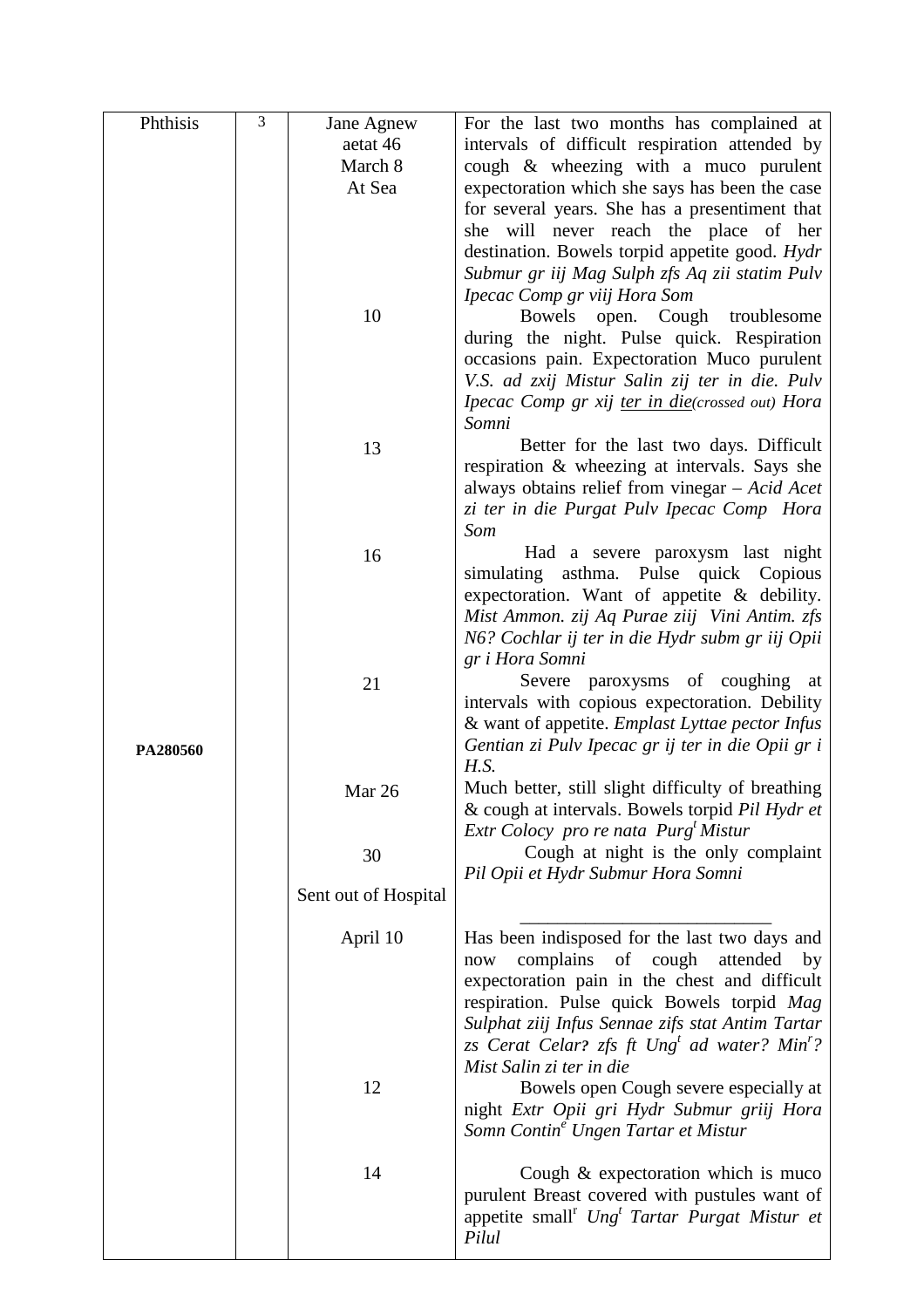| | | | |
|---|---|---|---|
| Phthisis | 3 | Jane Agnew<br>aetat 46<br>March 8<br>At Sea | For the last two months has complained at intervals of difficult respiration attended by cough & wheezing with a muco purulent expectoration which she says has been the case for several years. She has a presentiment that she will never reach the place of her destination. Bowels torpid appetite good. *Hydr Submur gr iij Mag Sulph zfs Aq zii statim Pulv Ipecac Comp gr viij Hora Som* |
| | | 10 | Bowels open. Cough troublesome during the night. Pulse quick. Respiration occasions pain. Expectoration Muco purulent *V.S. ad zxij Mistur Salin zij ter in die. Pulv Ipecac Comp gr xij <u>ter in die</u>(crossed out) Hora Somni* |
| | | 13 | Better for the last two days. Difficult respiration & wheezing at intervals. Says she always obtains relief from vinegar – *Acid Acet zi ter in die Purgat Pulv Ipecac Comp Hora Som* |
| | | 16 | Had a severe paroxysm last night simulating asthma. Pulse quick Copious expectoration. Want of appetite & debility. *Mist Ammon. zij Aq Purae ziij Vini Antim. zfs N6? Cochlar ij ter in die Hydr subm gr iij Opii gr i Hora Somni* |
| **PA280560** | | 21 | Severe paroxysms of coughing at intervals with copious expectoration. Debility & want of appetite. *Emplast Lyttae pector Infus Gentian zi Pulv Ipecac gr ij ter in die Opii gr i H.S.* |
| | | Mar 26 | Much better, still slight difficulty of breathing & cough at intervals. Bowels torpid *Pil Hydr et Extr Colocy pro re nata Purg[t] Mistur* |
| | | 30 | Cough at night is the only complaint *Pil Opii et Hydr Submur Hora Somni* |
| | | Sent out of Hospital | |
| | | April 10 | Has been indisposed for the last two days and now complains of cough attended by expectoration pain in the chest and difficult respiration. Pulse quick Bowels torpid *Mag Sulphat ziij Infus Sennae zifs stat Antim Tartar zs Cerat Celar? zfs ft Ung[t] ad water? Min[r]? Mist Salin zi ter in die* |
| | | 12 | Bowels open Cough severe especially at night *Extr Opii gri Hydr Submur griij Hora Somn Contin[e] Ungen Tartar et Mistur* |
| | | 14 | Cough & expectoration which is muco purulent Breast covered with pustules want of appetite small[r] *Ung[t] Tartar Purgat Mistur et Pilul* |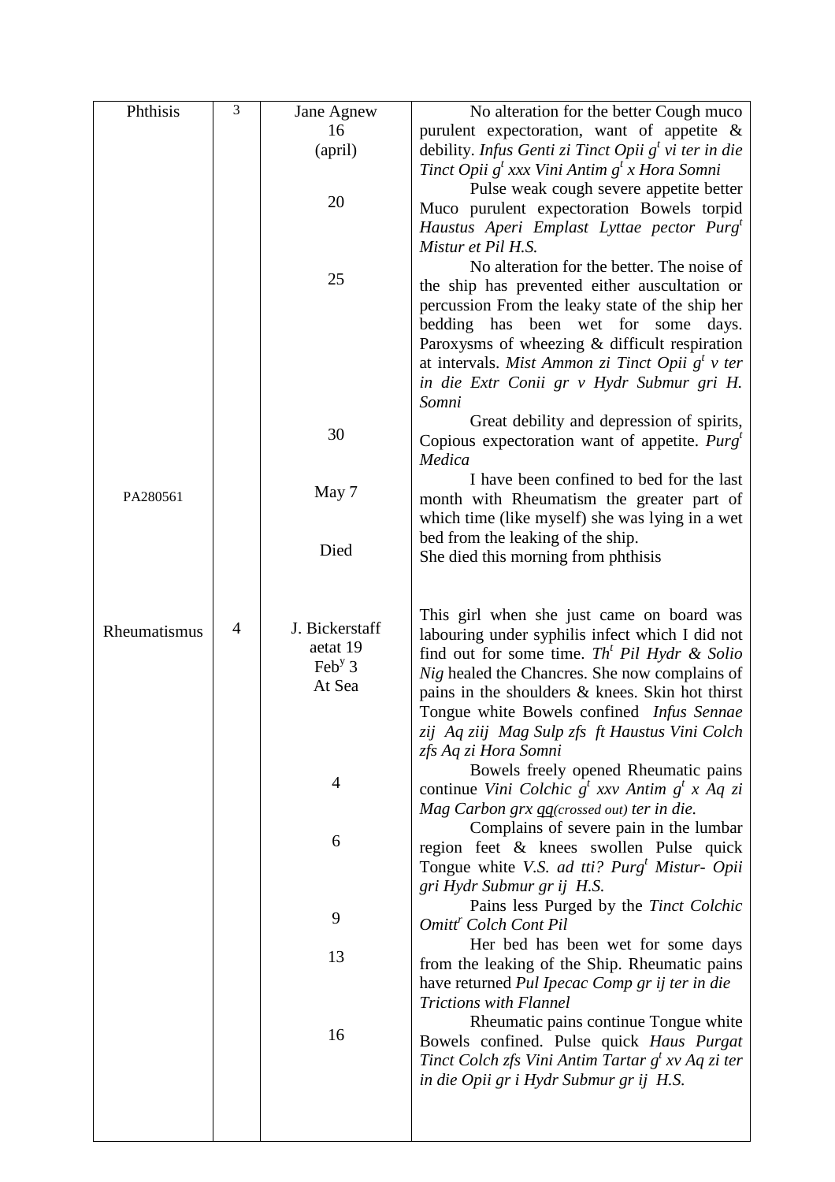| | | | |
|---|---|---|---|
| Phthisis | 3 | Jane Agnew 16 (april) | No alteration for the better Cough muco purulent expectoration, want of appetite & debility. *Infus Genti zi Tinct Opii g^t vi ter in die Tinct Opii g^t xxx Vini Antim g^t x Hora Somni* |
| | | 20 | Pulse weak cough severe appetite better Muco purulent expectoration Bowels torpid *Haustus Aperi Emplast Lyttae pector Purg^t Mistur et Pil H.S.* |
| | | 25 | No alteration for the better. The noise of the ship has prevented either auscultation or percussion From the leaky state of the ship her bedding has been wet for some days. Paroxysms of wheezing & difficult respiration at intervals. *Mist Ammon zi Tinct Opii g^t v ter in die Extr Conii gr v Hydr Submur gri H. Somni* |
| | | 30 | Great debility and depression of spirits, Copious expectoration want of appetite. *Purg^t Medica* |
| PA280561 | | May 7 | I have been confined to bed for the last month with Rheumatism the greater part of which time (like myself) she was lying in a wet bed from the leaking of the ship. |
| | | Died | She died this morning from phthisis |
| Rheumatismus | 4 | J. Bickerstaff aetat 19 Feb^y 3 At Sea | This girl when she just came on board was labouring under syphilis infect which I did not find out for some time. *Th^t Pil Hydr & Solio Nig* healed the Chancres. She now complains of pains in the shoulders & knees. Skin hot thirst Tongue white Bowels confined *Infus Sennae zij Aq ziij Mag Sulp zfs ft Haustus Vini Colch zfs Aq zi Hora Somni* |
| | | 4 | Bowels freely opened Rheumatic pains continue *Vini Colchic g^t xxv Antim g^t x Aq zi Mag Carbon grx qq(crossed out) ter in die.* |
| | | 6 | Complains of severe pain in the lumbar region feet & knees swollen Pulse quick Tongue white *V.S. ad tti? Purg^t Mistur- Opii gri Hydr Submur gr ij H.S.* |
| | | 9 | Pains less Purged by the *Tinct Colchic Omitt^r Colch Cont Pil* |
| | | 13 | Her bed has been wet for some days from the leaking of the Ship. Rheumatic pains have returned *Pul Ipecac Comp gr ij ter in die Trictions with Flannel* |
| | | 16 | Rheumatic pains continue Tongue white Bowels confined. Pulse quick *Haus Purgat Tinct Colch zfs Vini Antim Tartar g^t xv Aq zi ter in die Opii gr i Hydr Submur gr ij H.S.* |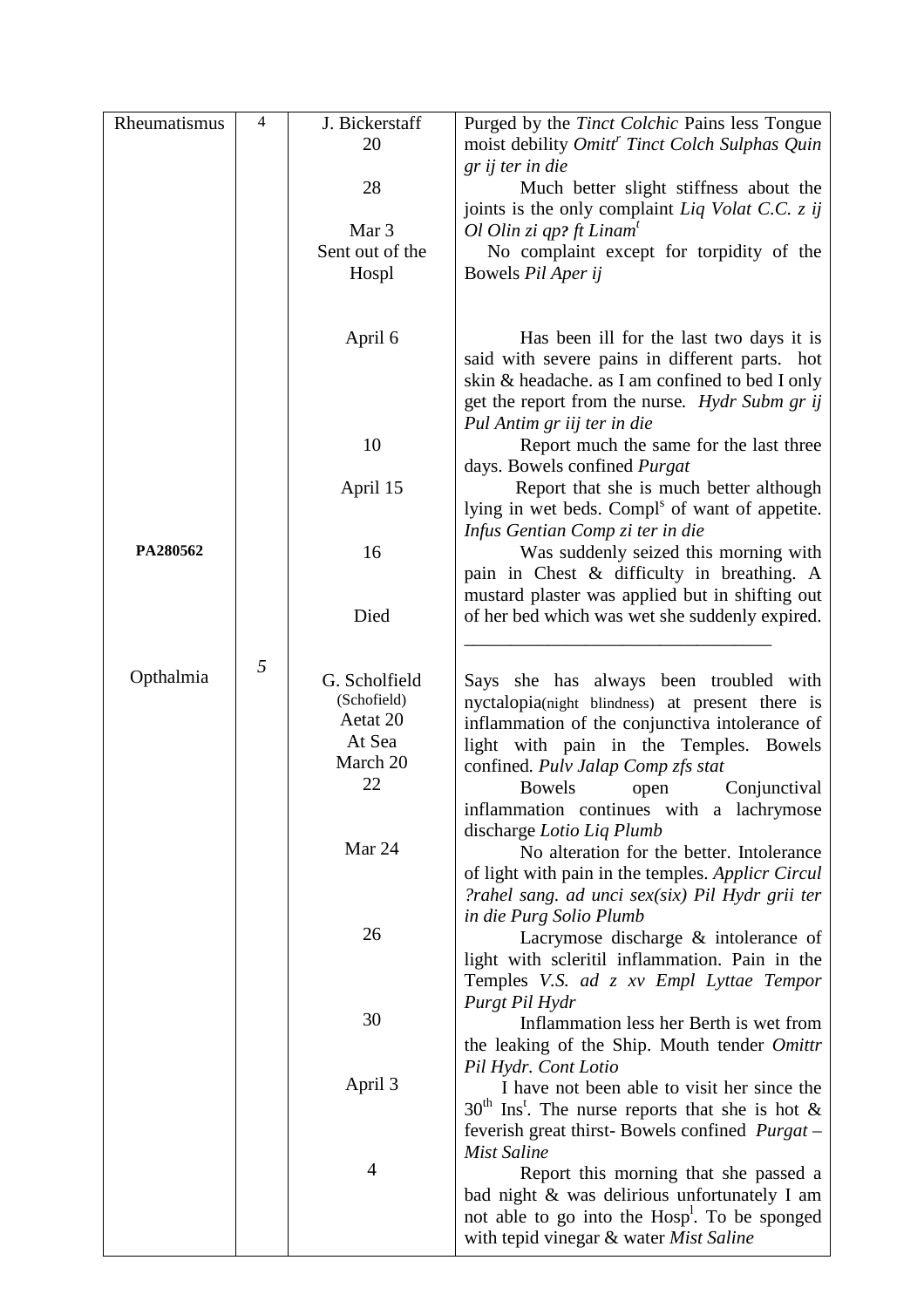| | | | |
|---|---|---|---|
| Rheumatismus | 4 | J. Bickerstaff<br>20<br><br>28<br><br>Mar 3<br>Sent out of the Hospl | Purged by the *Tinct Colchic* Pains less Tongue moist debility *Omitt*[r] *Tinct Colch Sulphas Quin gr ij ter in die*<br>Much better slight stiffness about the joints is the only complaint *Liq Volat C.C. z ij Ol Olin zi qp? ft Linam*[t]<br>No complaint except for torpidity of the Bowels *Pil Aper ij* |
| | | April 6<br><br>10<br><br>April 15 | Has been ill for the last two days it is said with severe pains in different parts. hot skin & headache. as I am confined to bed I only get the report from the nurse. *Hydr Subm gr ij Pul Antim gr iij ter in die*<br>Report much the same for the last three days. Bowels confined *Purgat*<br>Report that she is much better although lying in wet beds. Compl[s] of want of appetite. *Infus Gentian Comp zi ter in die* |
| **PA280562** | | 16<br><br>Died | Was suddenly seized this morning with pain in Chest & difficulty in breathing. A mustard plaster was applied but in shifting out of her bed which was wet she suddenly expired.<br>\_\_\_\_\_\_\_\_\_\_\_\_\_\_\_\_\_\_\_\_\_\_\_\_\_\_\_\_\_\_\_\_\_\_ |
| Opthalmia | *5* | G. Scholfield<br>(Schofield)<br>Aetat 20<br>At Sea<br>March 20<br>22<br><br>Mar 24<br><br>26<br><br>30<br><br>April 3<br><br>4 | Says she has always been troubled with nyctalopia(night blindness) at present there is inflammation of the conjunctiva intolerance of light with pain in the Temples. Bowels confined. *Pulv Jalap Comp zfs stat*<br>Bowels open Conjunctival inflammation continues with a lachrymose discharge *Lotio Liq Plumb*<br>No alteration for the better. Intolerance of light with pain in the temples. *Applicr Circul ?rahel sang. ad unci sex(six) Pil Hydr grii ter in die Purg Solio Plumb*<br>Lacrymose discharge & intolerance of light with scleritil inflammation. Pain in the Temples *V.S. ad z xv Empl Lyttae Tempor Purgt Pil Hydr*<br>Inflammation less her Berth is wet from the leaking of the Ship. Mouth tender *Omittr Pil Hydr. Cont Lotio*<br>I have not been able to visit her since the 30[th] Ins[t]. The nurse reports that she is hot & feverish great thirst- Bowels confined *Purgat – Mist Saline*<br>Report this morning that she passed a bad night & was delirious unfortunately I am not able to go into the Hosp[l]. To be sponged with tepid vinegar & water *Mist Saline* |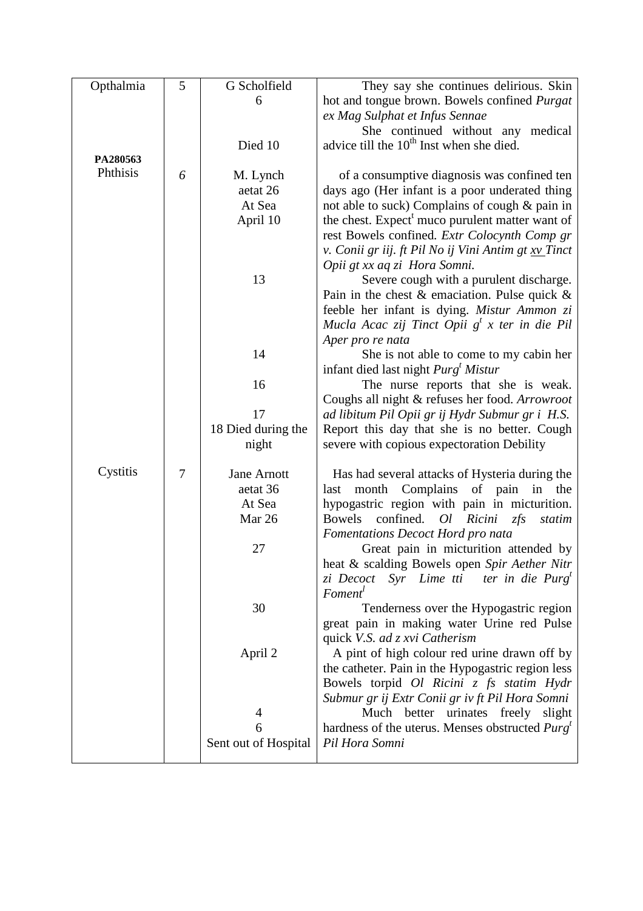| Opthalmia | 5 | G Scholfield<br>6<br><br><br>Died 10 | They say she continues delirious. Skin hot and tongue brown. Bowels confined *Purgat ex Mag Sulphat et Infus Sennae*<br>She continued without any medical advice till the 10[th] Inst when she died. |
|---|---|---|---|
| **PA280563**<br>Phthisis | *6* | M. Lynch<br>aetat 26<br>At Sea<br>April 10<br><br><br><br><br>13<br><br><br><br><br>14<br><br>16<br><br>17<br>18 Died during the night | of a consumptive diagnosis was confined ten days ago (Her infant is a poor underated thing not able to suck) Complains of cough & pain in the chest. Expect[t] muco purulent matter want of rest Bowels confined. *Extr Colocynth Comp gr v. Conii gr iij. ft Pil No ij Vini Antim gt xv Tinct Opii gt xx aq zi Hora Somni.*<br>Severe cough with a purulent discharge. Pain in the chest & emaciation. Pulse quick & feeble her infant is dying. *Mistur Ammon zi Mucla Acac zij Tinct Opii g[t] x ter in die Pil Aper pro re nata*<br>She is not able to come to my cabin her infant died last night *Purg[t] Mistur*<br>The nurse reports that she is weak. Coughs all night & refuses her food. *Arrowroot ad libitum Pil Opii gr ij Hydr Submur gr i H.S.*<br>Report this day that she is no better. Cough severe with copious expectoration Debility |
| Cystitis | 7 | Jane Arnott<br>aetat 36<br>At Sea<br>Mar 26<br><br>27<br><br><br><br>30<br><br><br>April 2<br><br><br><br>4<br>6<br>Sent out of Hospital | Has had several attacks of Hysteria during the last month Complains of pain in the hypogastric region with pain in micturition. Bowels confined. *Ol Ricini zfs statim Fomentations Decoct Hord pro nata*<br>Great pain in micturition attended by heat & scalding Bowels open *Spir Aether Nitr zi Decoct Syr Lime tti ter in die Purg[t] Foment[l]*<br>Tenderness over the Hypogastric region great pain in making water Urine red Pulse quick *V.S. ad z xvi Catherism*<br>A pint of high colour red urine drawn off by the catheter. Pain in the Hypogastric region less Bowels torpid *Ol Ricini z fs statim Hydr Submur gr ij Extr Conii gr iv ft Pil Hora Somni*<br>Much better urinates freely slight hardness of the uterus. Menses obstructed *Purg[t] Pil Hora Somni* |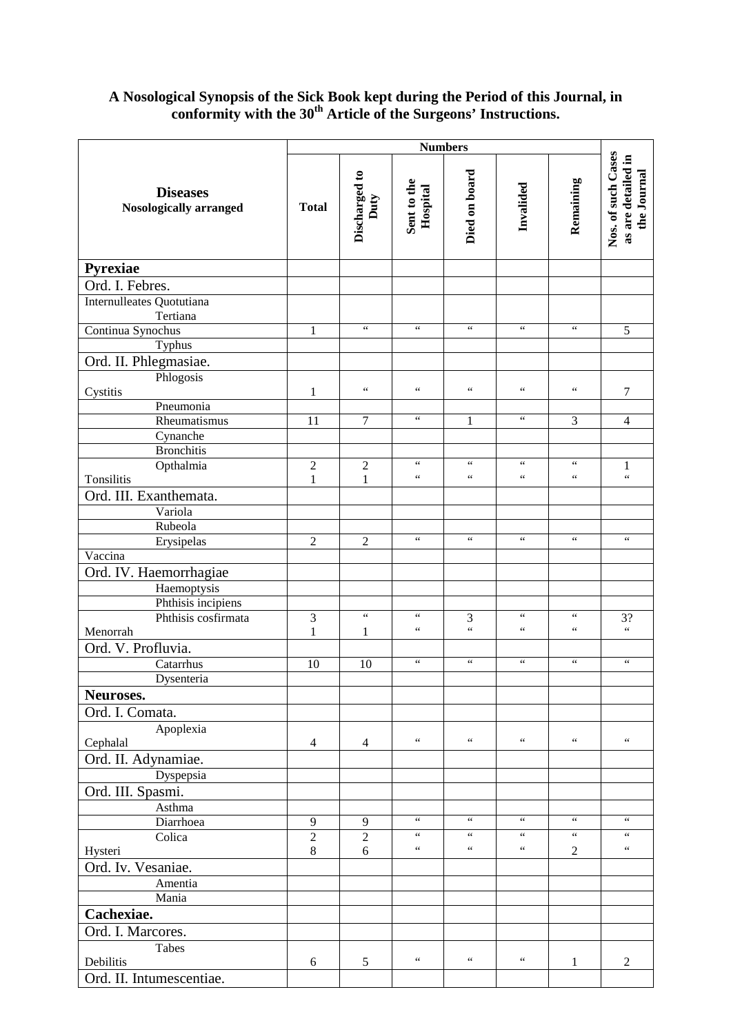**A Nosological Synopsis of the Sick Book kept during the Period of this Journal, in conformity with the 30th Article of the Surgeons' Instructions.**

| Diseases Nosologically arranged | Numbers | | | | | | Nos. of such Cases as are detailed in the Journal |
|---|---|---|---|---|---|---|---|
| | Total | Discharged to Duty | Sent to the Hospital | Died on board | Invalided | Remaining | |
| **Pyrexiae** | | | | | | | |
| Ord. I. Febres. | | | | | | | |
| Internulleates Quotutiana | | | | | | | |
| Tertiana | | | | | | | |
| Continua Synochus | 1 | " | " | " | " | " | 5 |
| Typhus | | | | | | | |
| Ord. II. Phlegmasiae. | | | | | | | |
| Phlogosis | | | | | | | |
| Cystitis | 1 | " | " | " | " | " | 7 |
| Pneumonia | | | | | | | |
| Rheumatismus | 11 | 7 | " | 1 | " | 3 | 4 |
| Cynanche | | | | | | | |
| Bronchitis | | | | | | | |
| Opthalmia | 2 | 2 | " | " | " | " | 1 |
| Tonsilitis | 1 | 1 | " | " | " | " | " |
| Ord. III. Exanthemata. | | | | | | | |
| Variola | | | | | | | |
| Rubeola | | | | | | | |
| Erysipelas | 2 | 2 | " | " | " | " | " |
| Vaccina | | | | | | | |
| Ord. IV. Haemorrhagiae | | | | | | | |
| Haemoptysis | | | | | | | |
| Phthisis incipiens | | | | | | | |
| Phthisis cosfirmata | 3 | " | " | 3 | " | " | 3? |
| Menorrah | 1 | 1 | " | " | " | " | " |
| Ord. V. Profluvia. | | | | | | | |
| Catarrhus | 10 | 10 | " | " | " | " | " |
| Dysenteria | | | | | | | |
| **Neuroses.** | | | | | | | |
| Ord. I. Comata. | | | | | | | |
| Apoplexia | | | | | | | |
| Cephalal | 4 | 4 | " | " | " | " | " |
| Ord. II. Adynamiae. | | | | | | | |
| Dyspepsia | | | | | | | |
| Ord. III. Spasmi. | | | | | | | |
| Asthma | | | | | | | |
| Diarrhoea | 9 | 9 | " | " | " | " | " |
| Colica | 2 | 2 | " | " | " | " | " |
| Hysteri | 8 | 6 | " | " | " | 2 | " |
| Ord. Iv. Vesaniae. | | | | | | | |
| Amentia | | | | | | | |
| Mania | | | | | | | |
| **Cachexiae.** | | | | | | | |
| Ord. I. Marcores. | | | | | | | |
| Tabes | | | | | | | |
| Debilitis | 6 | 5 | " | " | " | 1 | 2 |
| Ord. II. Intumescentiae. | | | | | | | |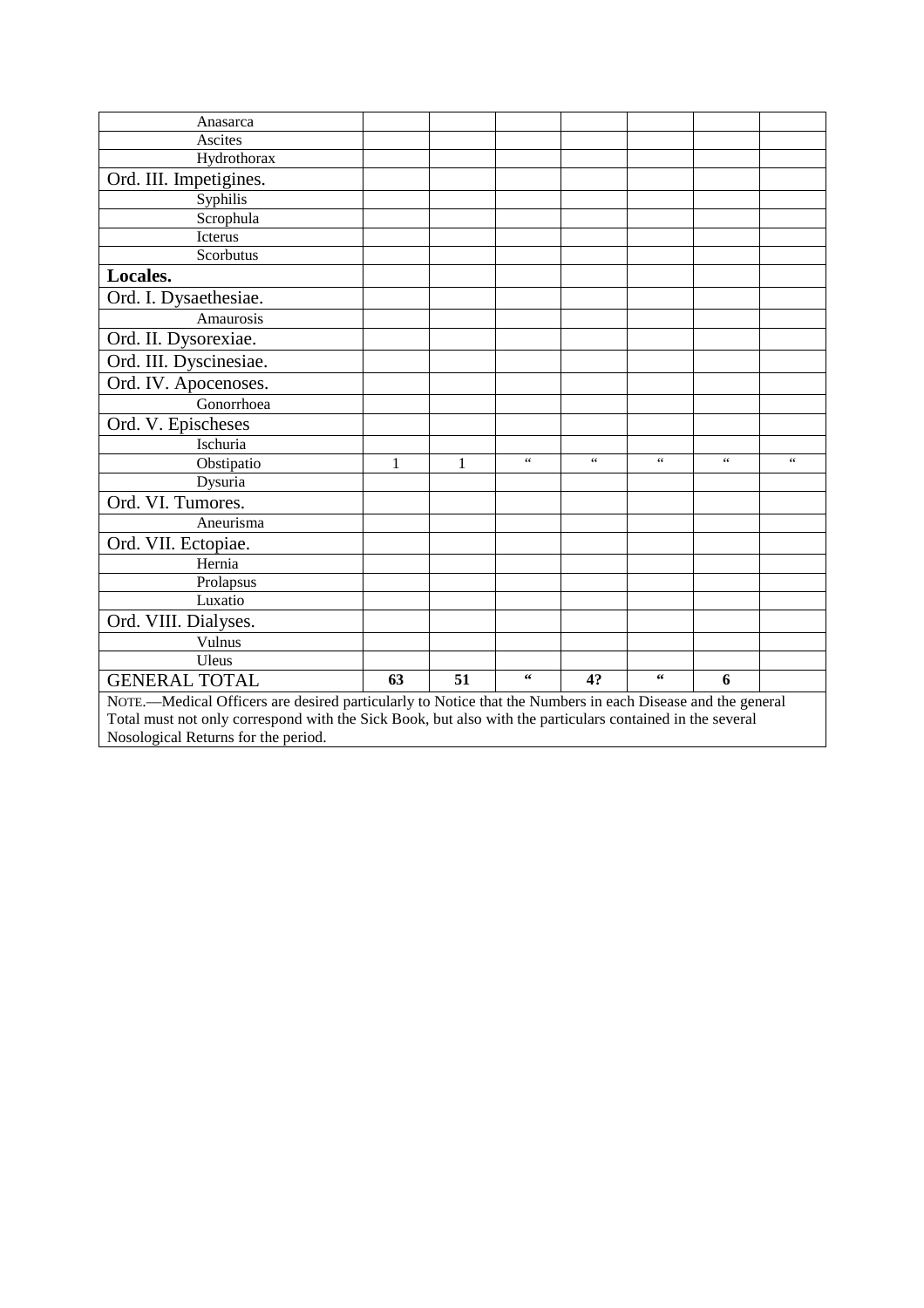| | | | | | | | |
|---|---|---|---|---|---|---|---|
| Anasarca | | | | | | | |
| Ascites | | | | | | | |
| Hydrothorax | | | | | | | |
| Ord. III. Impetigines. | | | | | | | |
| Syphilis | | | | | | | |
| Scrophula | | | | | | | |
| Icterus | | | | | | | |
| Scorbutus | | | | | | | |
| **Locales.** | | | | | | | |
| Ord. I. Dysaethesiae. | | | | | | | |
| Amaurosis | | | | | | | |
| Ord. II. Dysorexiae. | | | | | | | |
| Ord. III. Dyscinesiae. | | | | | | | |
| Ord. IV. Apocenoses. | | | | | | | |
| Gonorrhoea | | | | | | | |
| Ord. V. Epischeses | | | | | | | |
| Ischuria | | | | | | | |
| Obstipatio | 1 | 1 | " | " | " | " | " |
| Dysuria | | | | | | | |
| Ord. VI. Tumores. | | | | | | | |
| Aneurisma | | | | | | | |
| Ord. VII. Ectopiae. | | | | | | | |
| Hernia | | | | | | | |
| Prolapsus | | | | | | | |
| Luxatio | | | | | | | |
| Ord. VIII. Dialyses. | | | | | | | |
| Vulnus | | | | | | | |
| Uleus | | | | | | | |
| GENERAL TOTAL | **63** | **51** | **"** | **4?** | **"** | **6** | |

NOTE.—Medical Officers are desired particularly to Notice that the Numbers in each Disease and the general Total must not only correspond with the Sick Book, but also with the particulars contained in the several Nosological Returns for the period.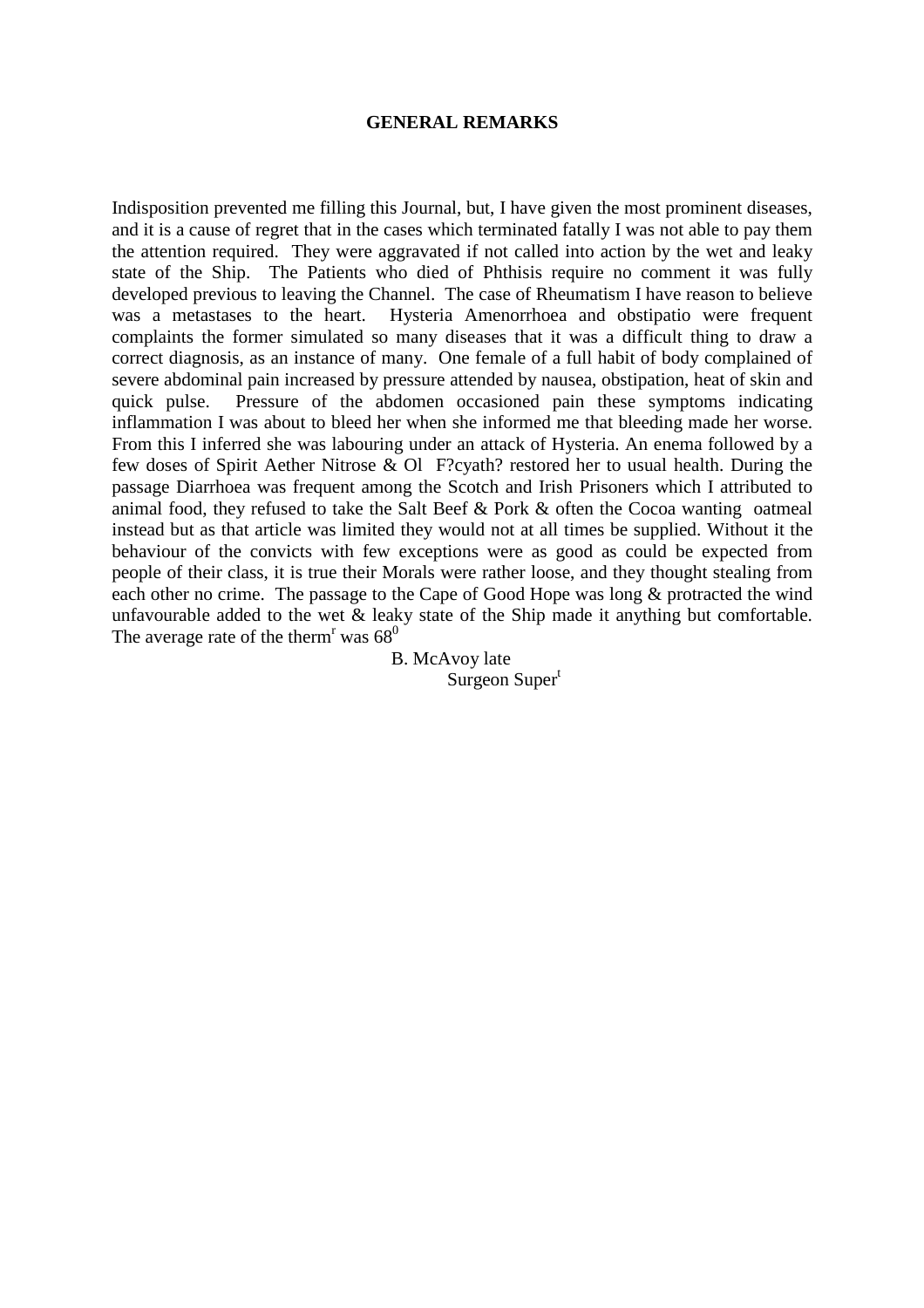## GENERAL REMARKS

Indisposition prevented me filling this Journal, but, I have given the most prominent diseases, and it is a cause of regret that in the cases which terminated fatally I was not able to pay them the attention required. They were aggravated if not called into action by the wet and leaky state of the Ship. The Patients who died of Phthisis require no comment it was fully developed previous to leaving the Channel. The case of Rheumatism I have reason to believe was a metastases to the heart. Hysteria Amenorrhoea and obstipatio were frequent complaints the former simulated so many diseases that it was a difficult thing to draw a correct diagnosis, as an instance of many. One female of a full habit of body complained of severe abdominal pain increased by pressure attended by nausea, obstipation, heat of skin and quick pulse. Pressure of the abdomen occasioned pain these symptoms indicating inflammation I was about to bleed her when she informed me that bleeding made her worse. From this I inferred she was labouring under an attack of Hysteria. An enema followed by a few doses of Spirit Aether Nitrose & Ol F?cyath? restored her to usual health. During the passage Diarrhoea was frequent among the Scotch and Irish Prisoners which I attributed to animal food, they refused to take the Salt Beef & Pork & often the Cocoa wanting oatmeal instead but as that article was limited they would not at all times be supplied. Without it the behaviour of the convicts with few exceptions were as good as could be expected from people of their class, it is true their Morals were rather loose, and they thought stealing from each other no crime. The passage to the Cape of Good Hope was long & protracted the wind unfavourable added to the wet & leaky state of the Ship made it anything but comfortable. The average rate of the therm^r^ was 68^0^

B. McAvoy late
Surgeon Super^t^